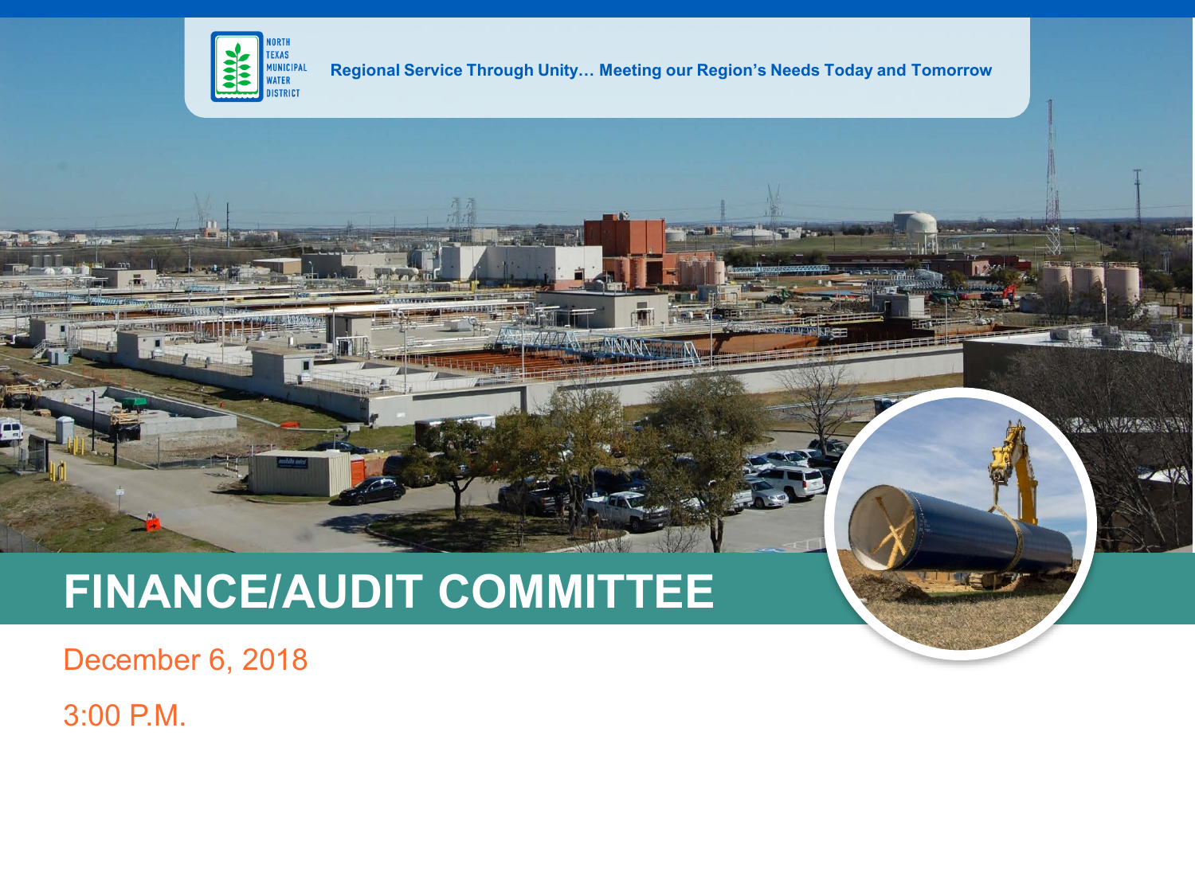NORTH TEXAS MUNICIPAL WATER DISTRICT

Regional Service Through Unity… Meeting our Region's Needs Today and Tomorrow

# FINANCE/AUDIT COMMITTEE

December 6, 2018

3:00 P.M.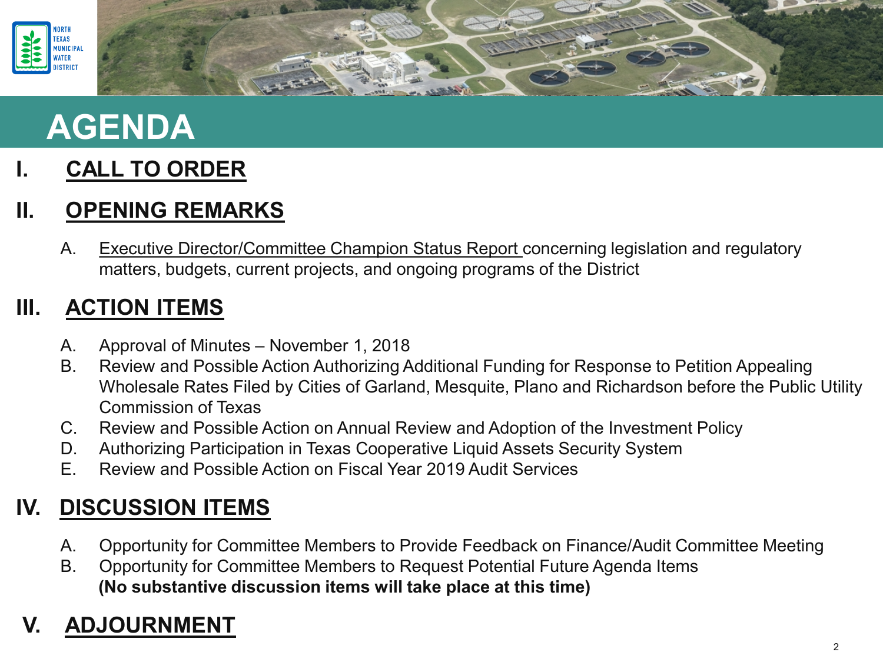# AGENDA

## I. CALL TO ORDER

## II. OPENING REMARKS

A. Executive Director/Committee Champion Status Report concerning legislation and regulatory matters, budgets, current projects, and ongoing programs of the District

## III. ACTION ITEMS

A. Approval of Minutes – November 1, 2018
B. Review and Possible Action Authorizing Additional Funding for Response to Petition Appealing Wholesale Rates Filed by Cities of Garland, Mesquite, Plano and Richardson before the Public Utility Commission of Texas
C. Review and Possible Action on Annual Review and Adoption of the Investment Policy
D. Authorizing Participation in Texas Cooperative Liquid Assets Security System
E. Review and Possible Action on Fiscal Year 2019 Audit Services

## IV. DISCUSSION ITEMS

A. Opportunity for Committee Members to Provide Feedback on Finance/Audit Committee Meeting
B. Opportunity for Committee Members to Request Potential Future Agenda Items
**(No substantive discussion items will take place at this time)**

## V. ADJOURNMENT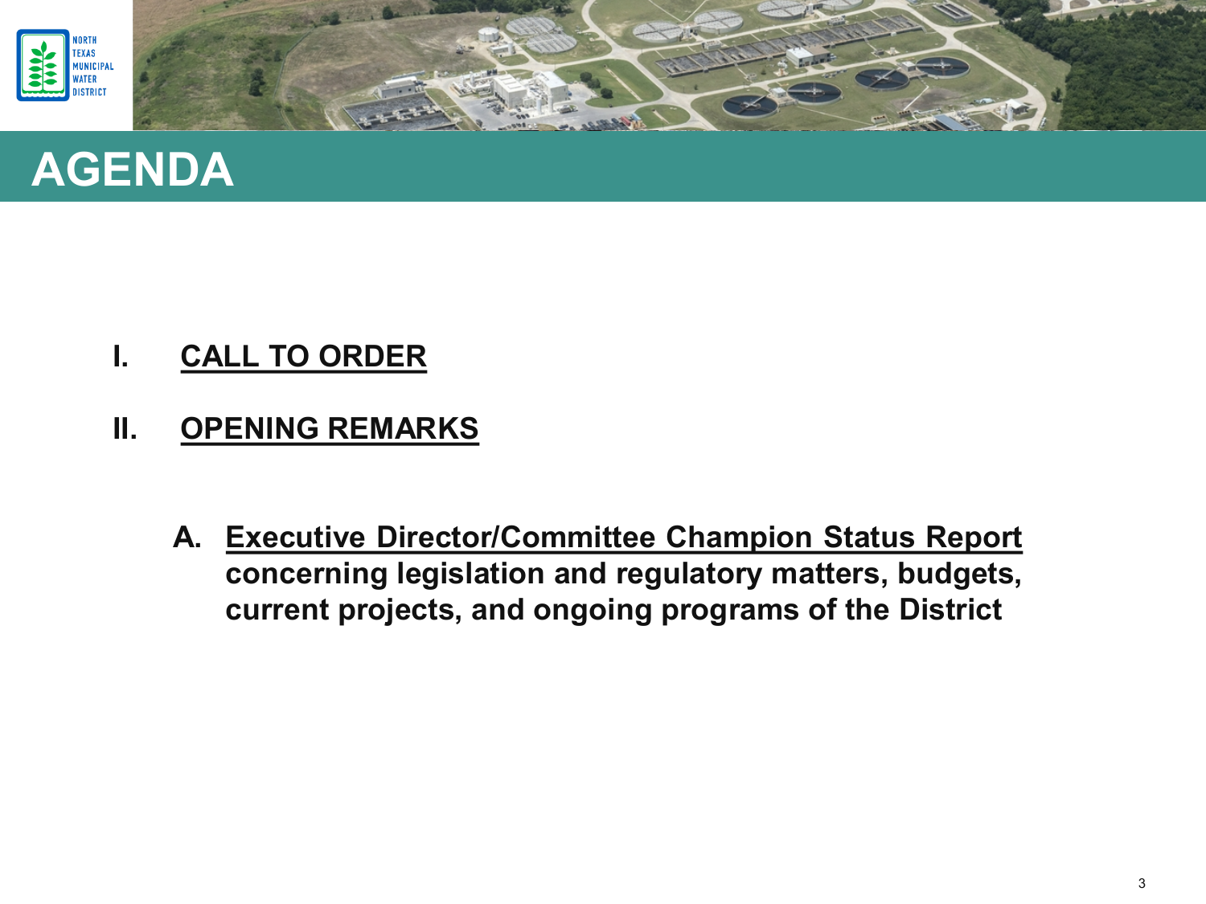# AGENDA

I. **CALL TO ORDER**

II. **OPENING REMARKS**

A. **Executive Director/Committee Champion Status Report concerning legislation and regulatory matters, budgets, current projects, and ongoing programs of the District**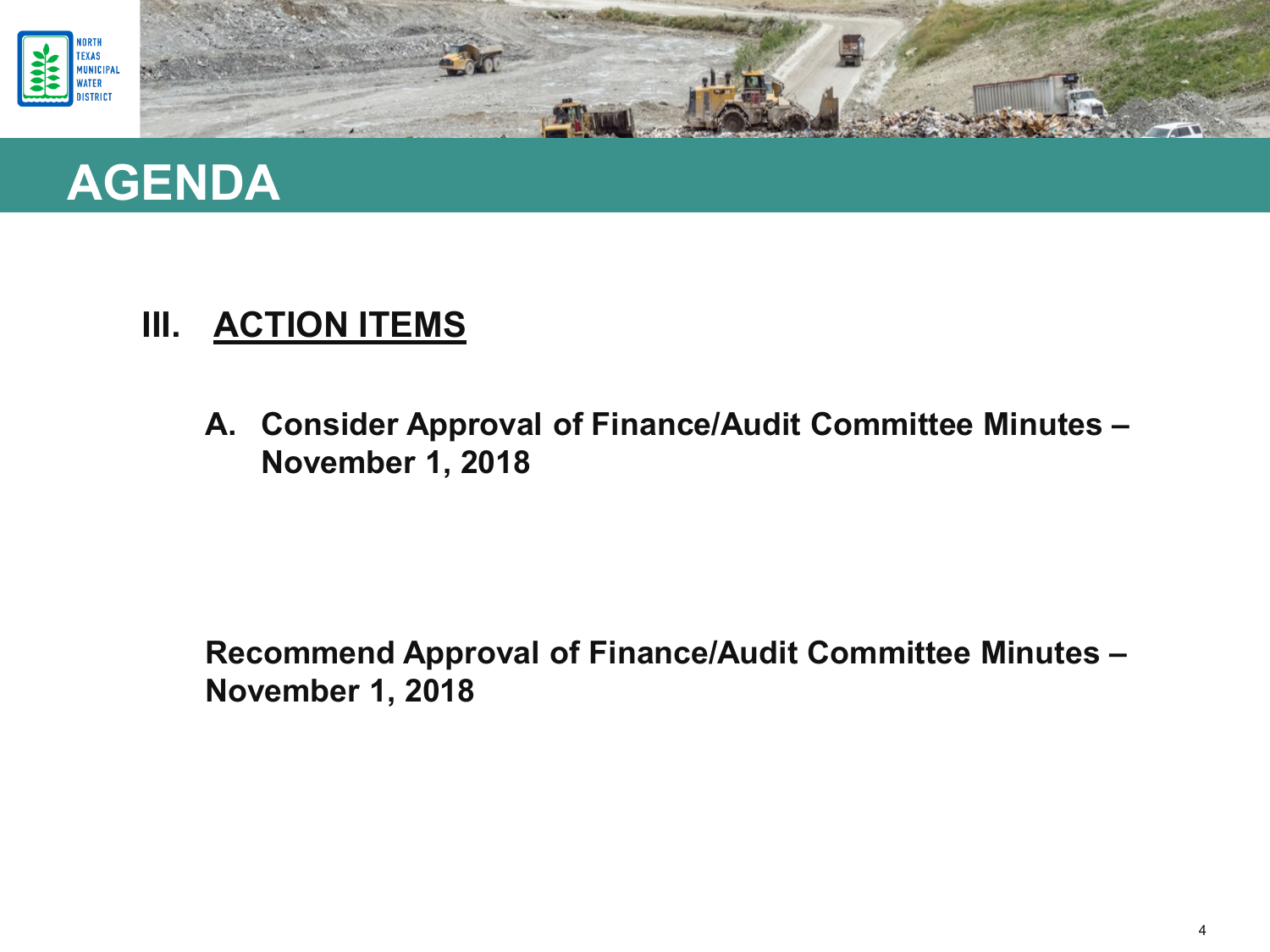# AGENDA

## III. ACTION ITEMS

**A. Consider Approval of Finance/Audit Committee Minutes – November 1, 2018**

**Recommend Approval of Finance/Audit Committee Minutes – November 1, 2018**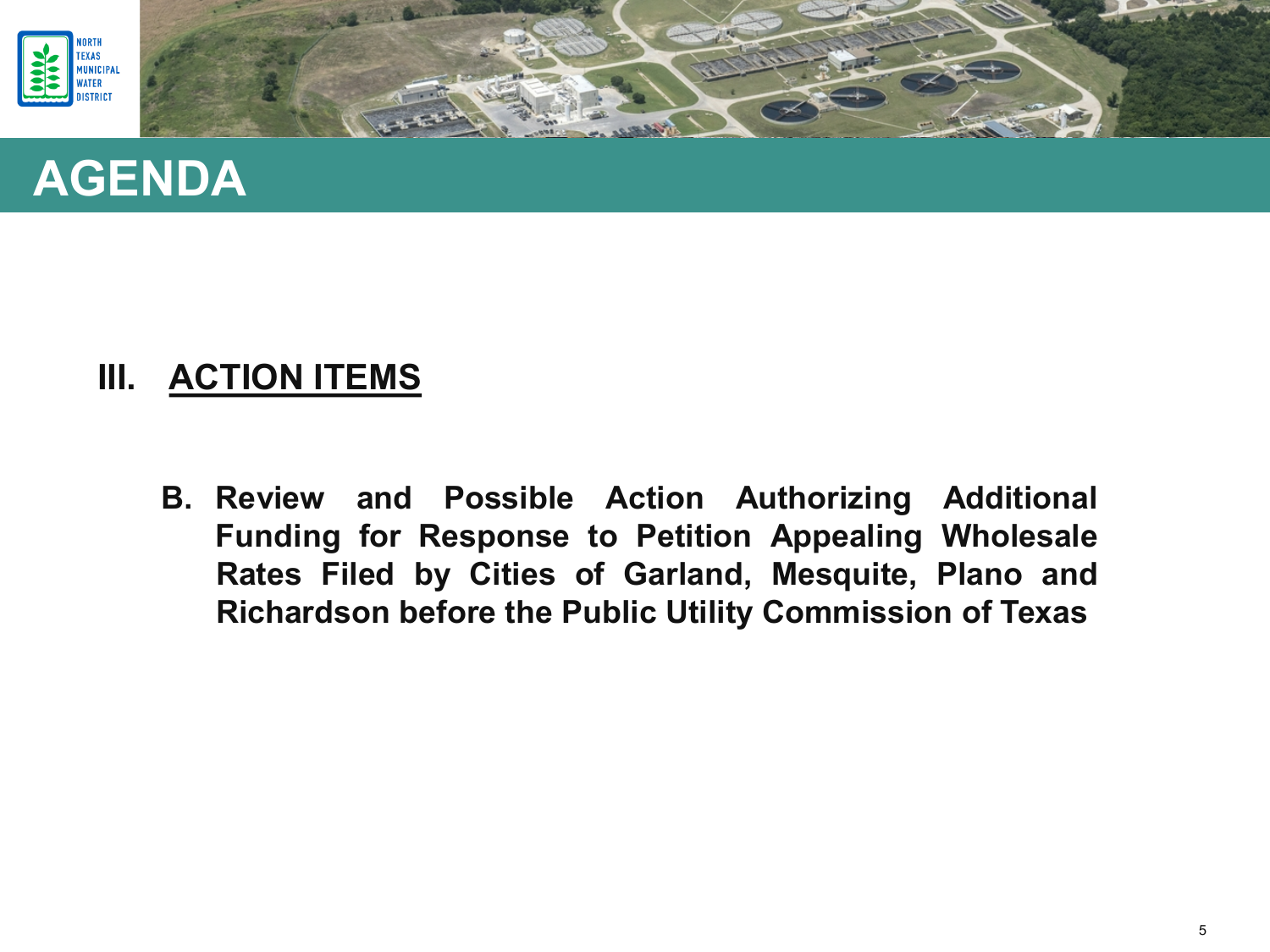# AGENDA

## III. ACTION ITEMS

**B. Review and Possible Action Authorizing Additional Funding for Response to Petition Appealing Wholesale Rates Filed by Cities of Garland, Mesquite, Plano and Richardson before the Public Utility Commission of Texas**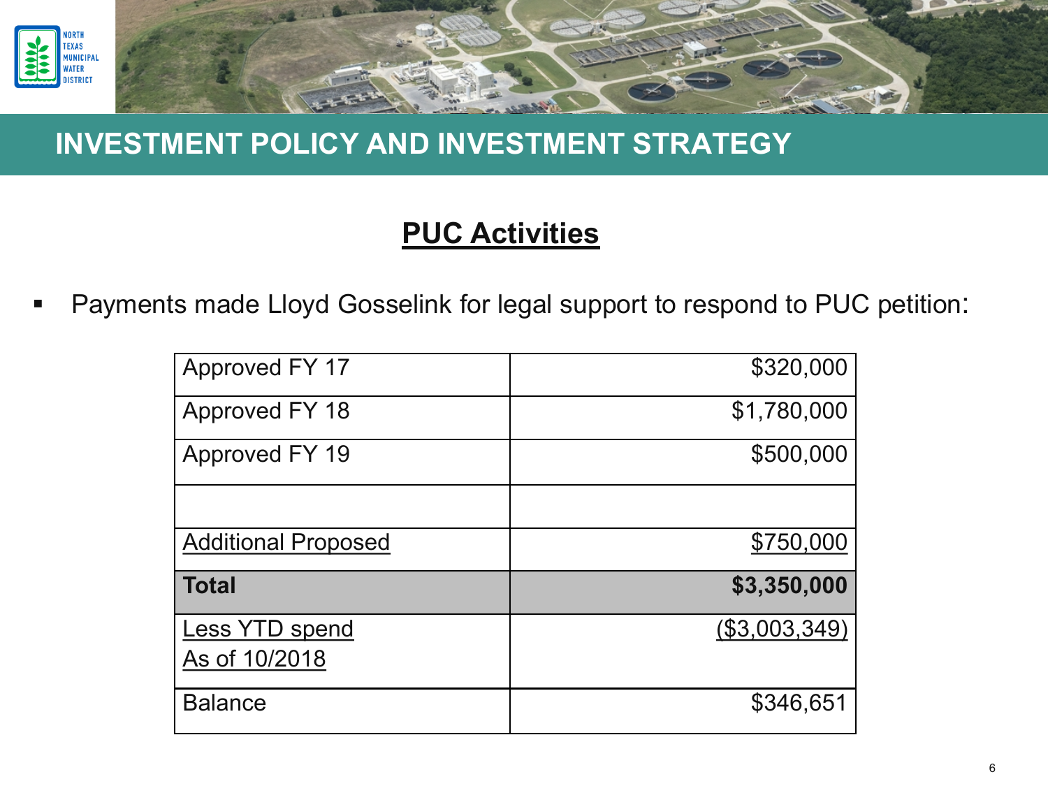## INVESTMENT POLICY AND INVESTMENT STRATEGY

### PUC Activities

- Payments made Lloyd Gosselink for legal support to respond to PUC petition:

| | |
|---|---:|
| Approved FY 17 | $320,000 |
| Approved FY 18 | $1,780,000 |
| Approved FY 19 | $500,000 |
| | |
| Additional Proposed | $750,000 |
| **Total** | **$3,350,000** |
| Less YTD spend As of 10/2018 | ($3,003,349) |
| Balance | $346,651 |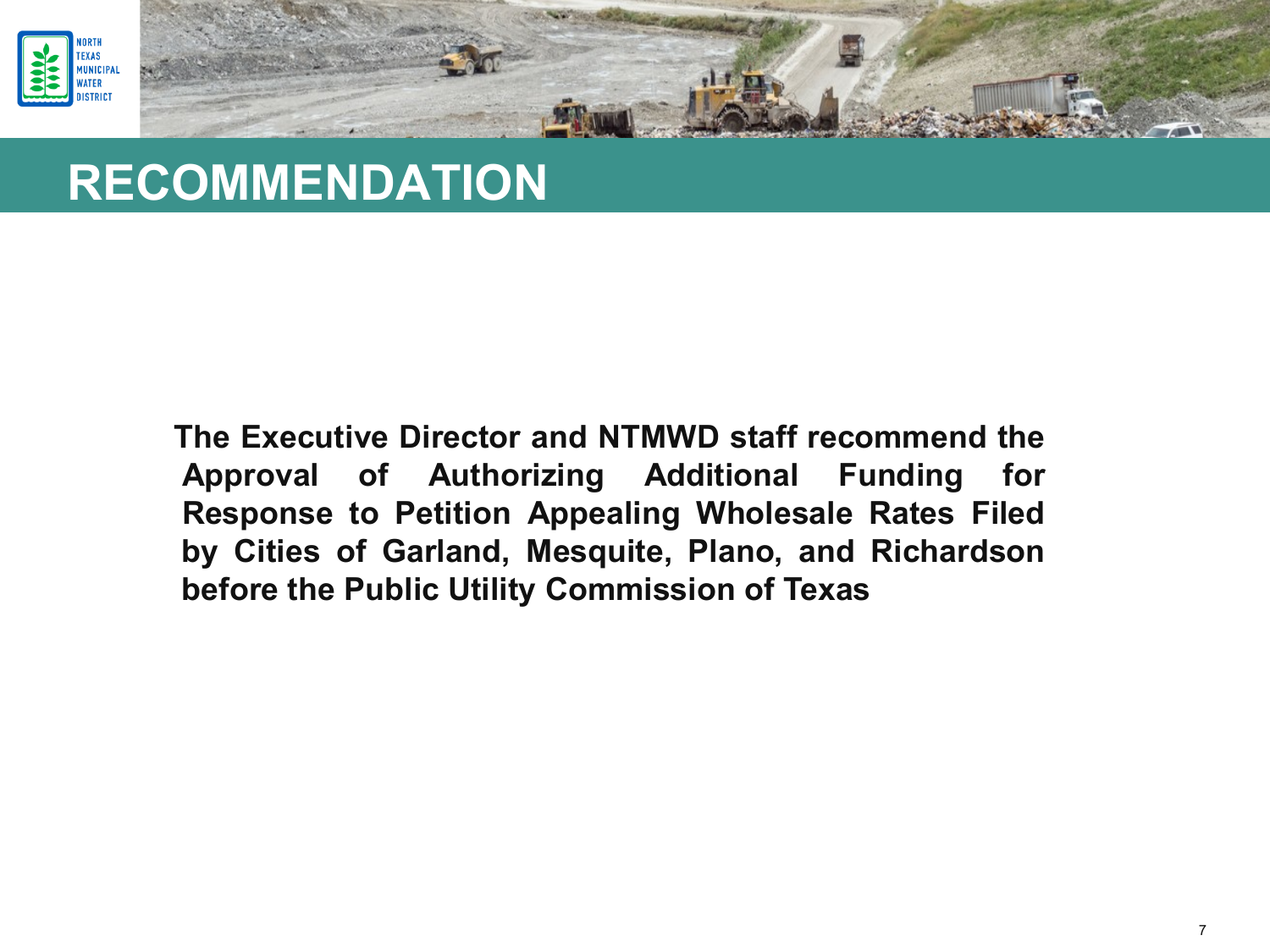# RECOMMENDATION

**The Executive Director and NTMWD staff recommend the Approval of Authorizing Additional Funding for Response to Petition Appealing Wholesale Rates Filed by Cities of Garland, Mesquite, Plano, and Richardson before the Public Utility Commission of Texas**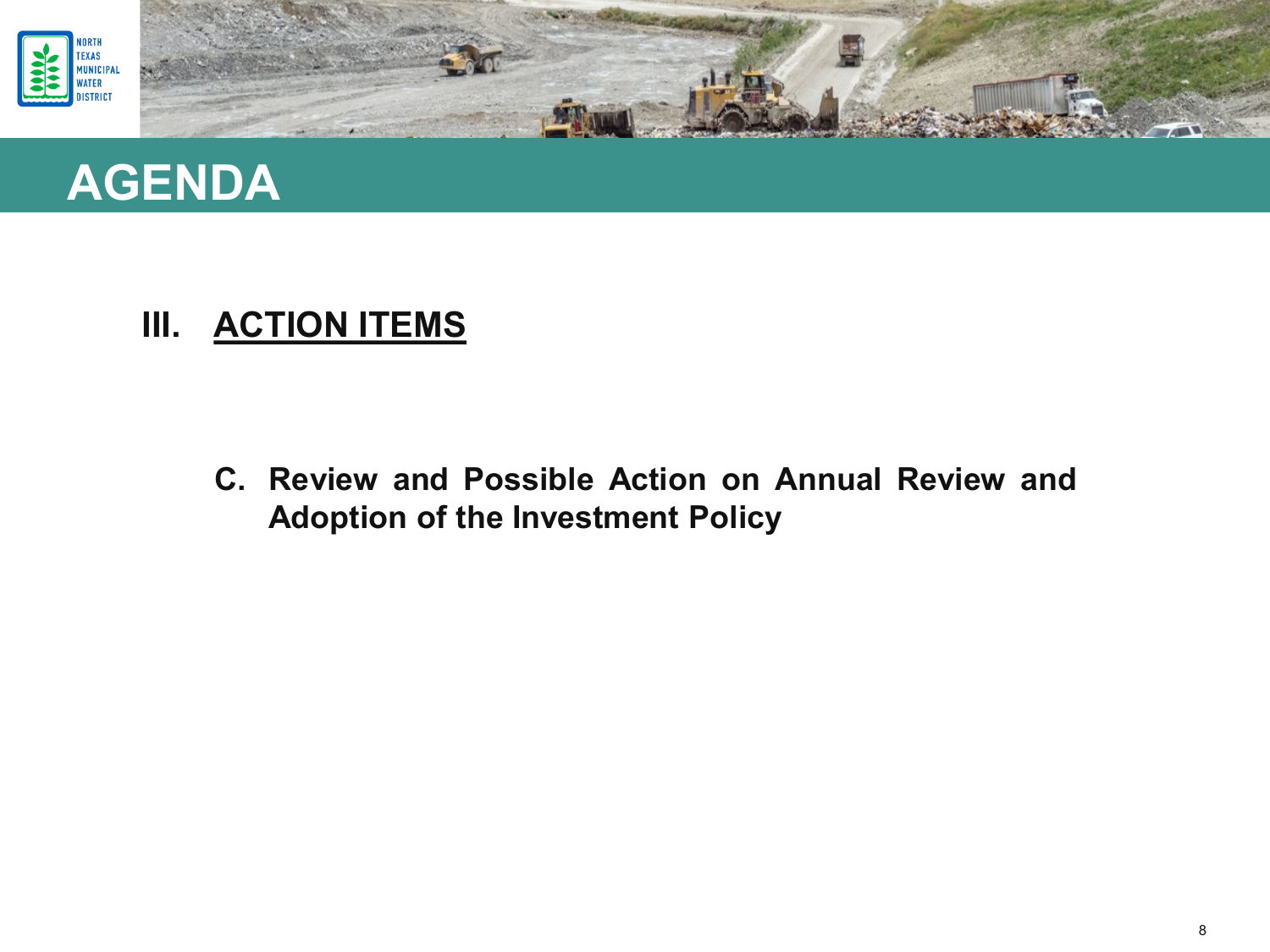# AGENDA

## III. ACTION ITEMS

C. **Review and Possible Action on Annual Review and Adoption of the Investment Policy**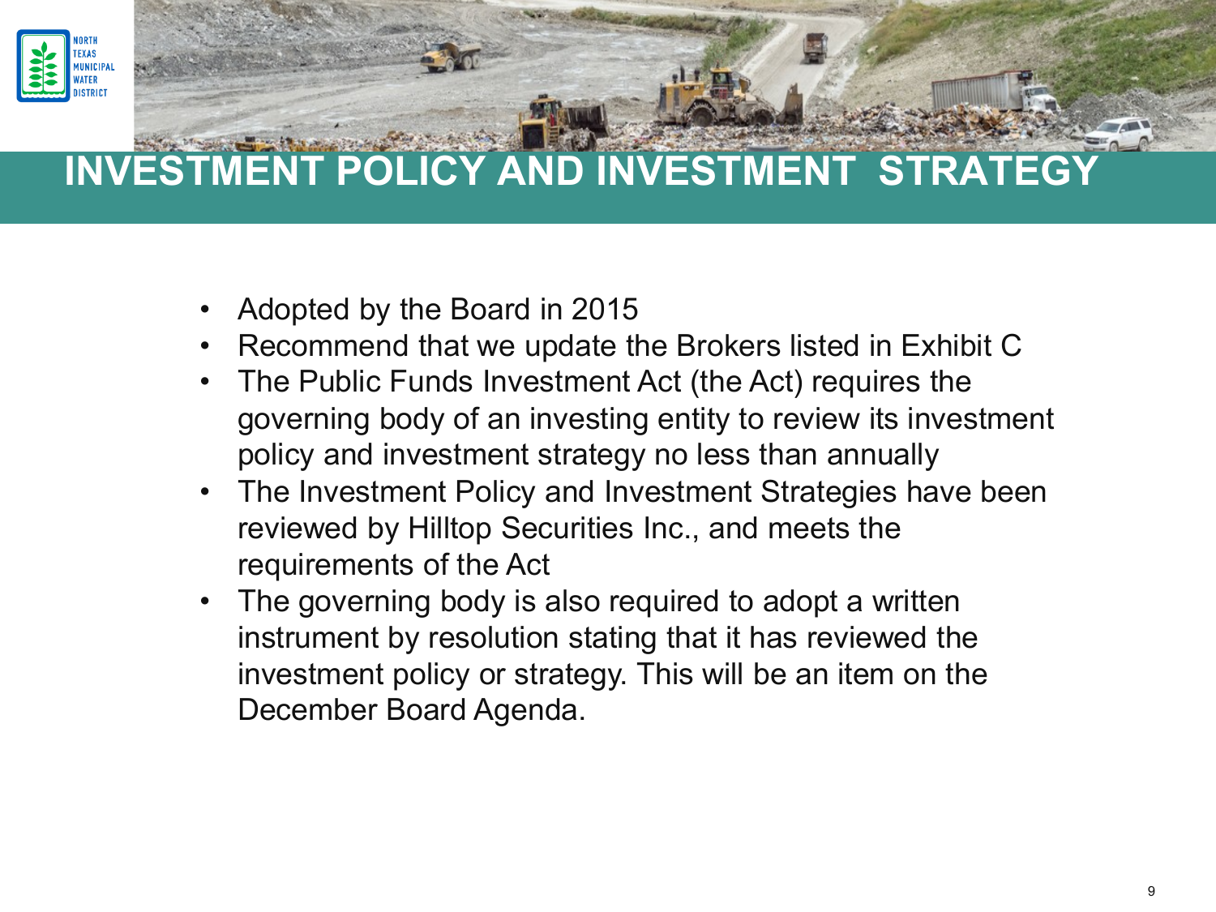# INVESTMENT POLICY AND INVESTMENT STRATEGY

- Adopted by the Board in 2015
- Recommend that we update the Brokers listed in Exhibit C
- The Public Funds Investment Act (the Act) requires the governing body of an investing entity to review its investment policy and investment strategy no less than annually
- The Investment Policy and Investment Strategies have been reviewed by Hilltop Securities Inc., and meets the requirements of the Act
- The governing body is also required to adopt a written instrument by resolution stating that it has reviewed the investment policy or strategy. This will be an item on the December Board Agenda.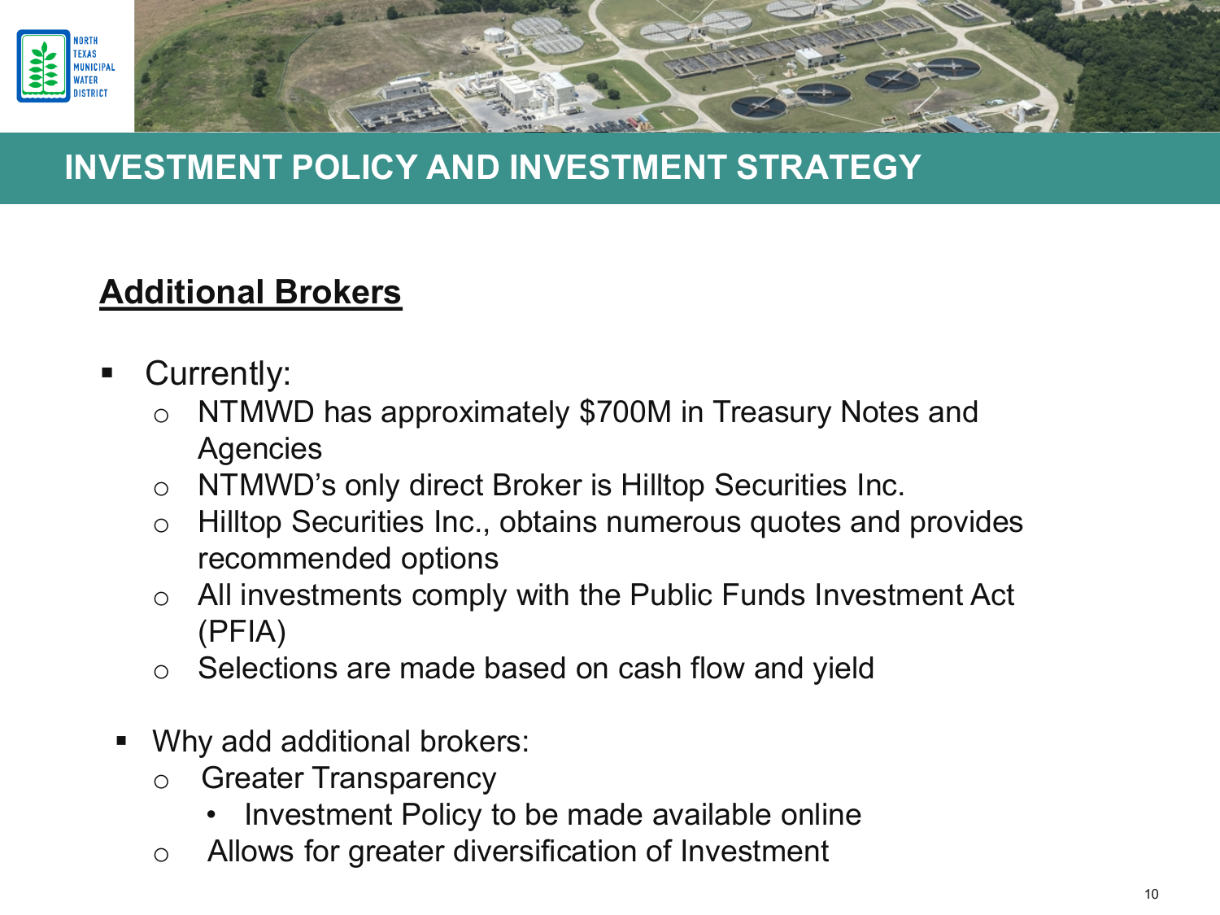# INVESTMENT POLICY AND INVESTMENT STRATEGY

## Additional Brokers

- Currently:
  - NTMWD has approximately $700M in Treasury Notes and Agencies
  - NTMWD's only direct Broker is Hilltop Securities Inc.
  - Hilltop Securities Inc., obtains numerous quotes and provides recommended options
  - All investments comply with the Public Funds Investment Act (PFIA)
  - Selections are made based on cash flow and yield

- Why add additional brokers:
  - Greater Transparency
    - Investment Policy to be made available online
  - Allows for greater diversification of Investment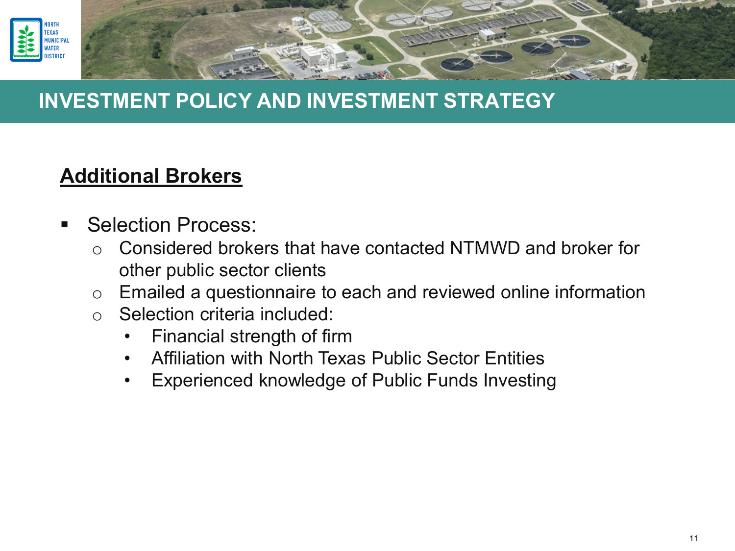# INVESTMENT POLICY AND INVESTMENT STRATEGY

## Additional Brokers

- Selection Process:
  - Considered brokers that have contacted NTMWD and broker for other public sector clients
  - Emailed a questionnaire to each and reviewed online information
  - Selection criteria included:
    - Financial strength of firm
    - Affiliation with North Texas Public Sector Entities
    - Experienced knowledge of Public Funds Investing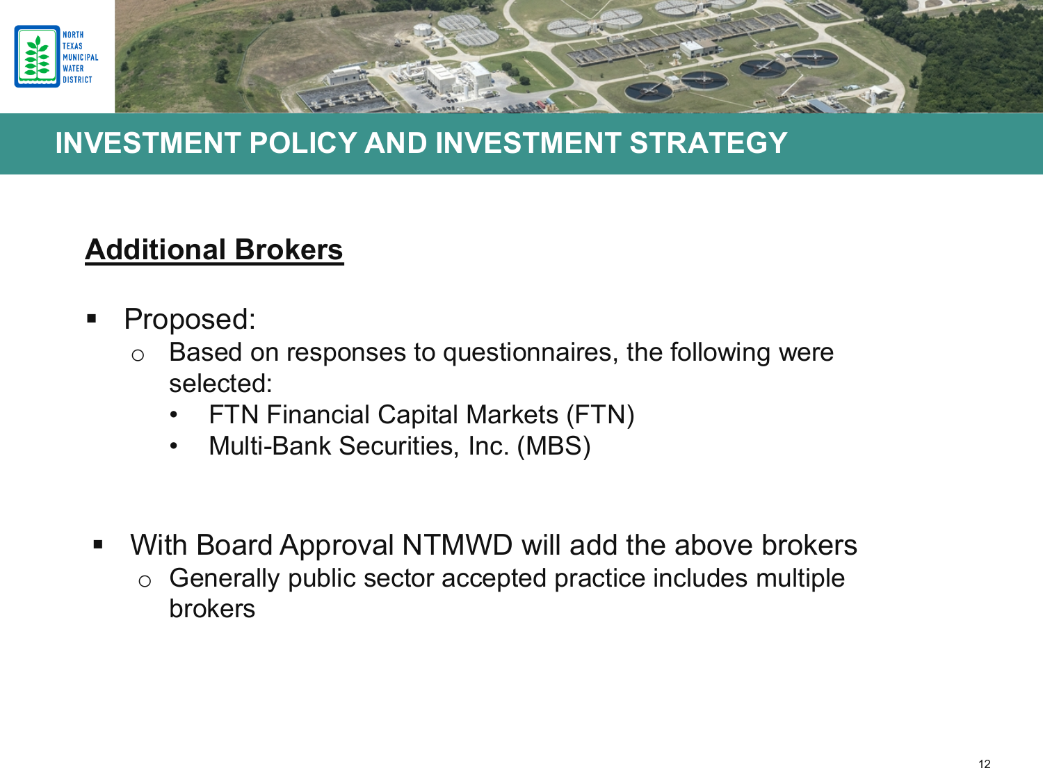# INVESTMENT POLICY AND INVESTMENT STRATEGY

## Additional Brokers

- Proposed:
  - Based on responses to questionnaires, the following were selected:
    - FTN Financial Capital Markets (FTN)
    - Multi-Bank Securities, Inc. (MBS)

- With Board Approval NTMWD will add the above brokers
  - Generally public sector accepted practice includes multiple brokers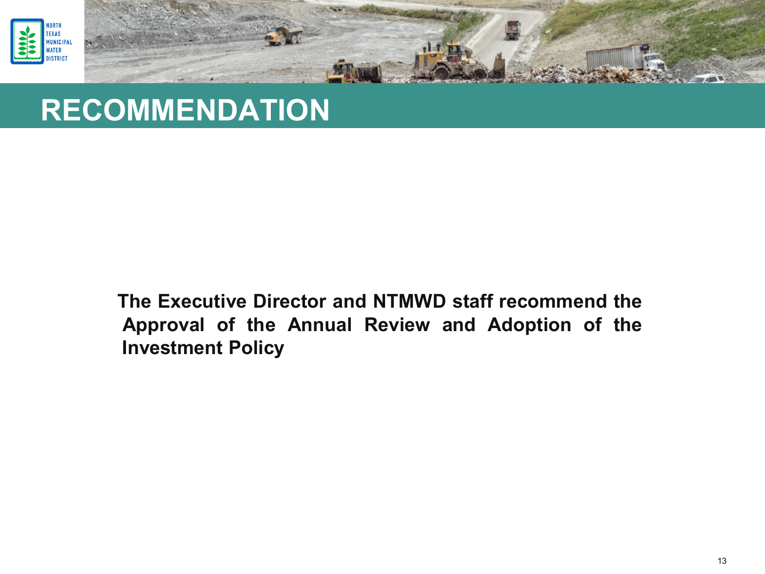# RECOMMENDATION

**The Executive Director and NTMWD staff recommend the Approval of the Annual Review and Adoption of the Investment Policy**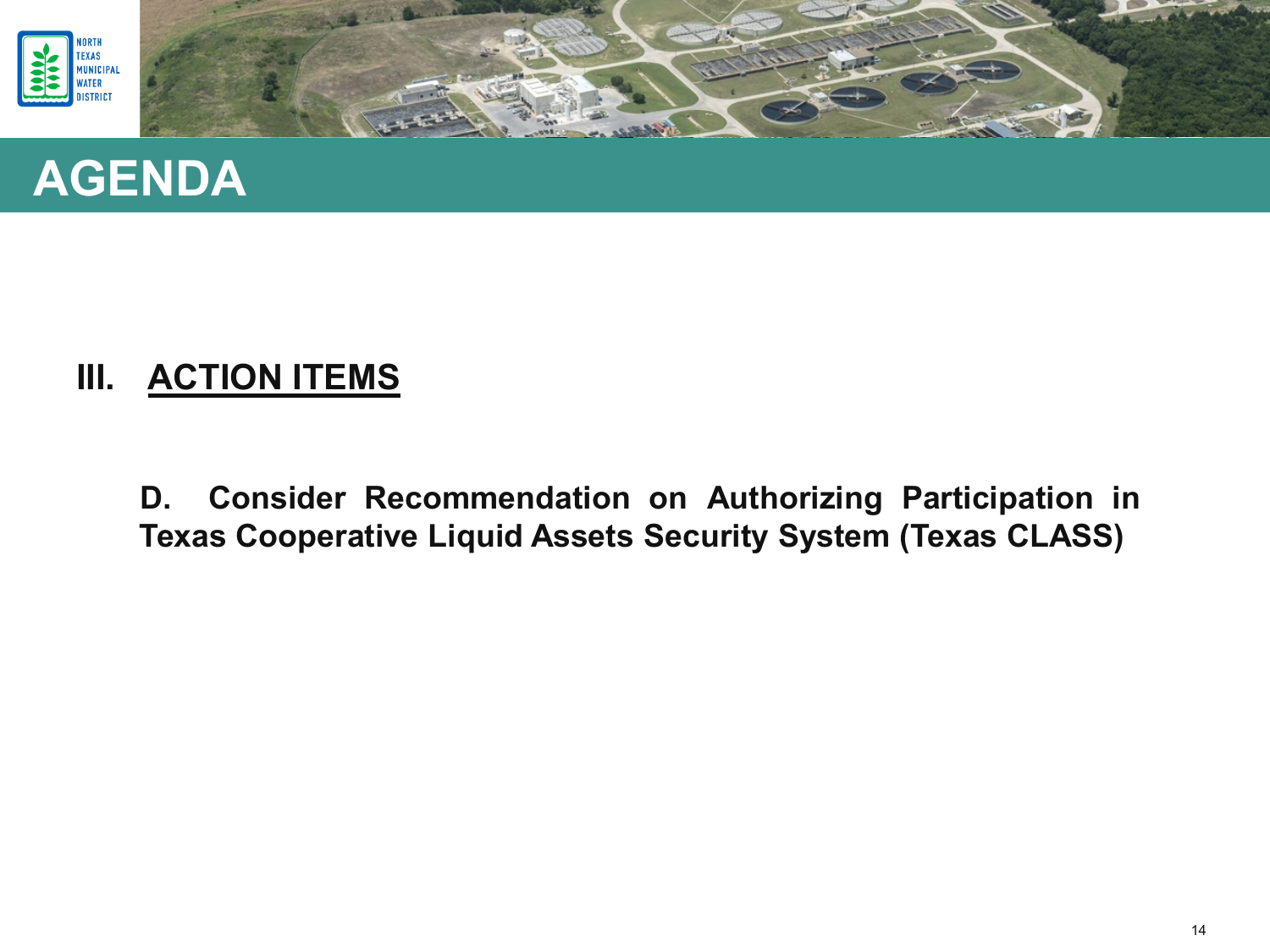# AGENDA

## III. ACTION ITEMS

**D. Consider Recommendation on Authorizing Participation in Texas Cooperative Liquid Assets Security System (Texas CLASS)**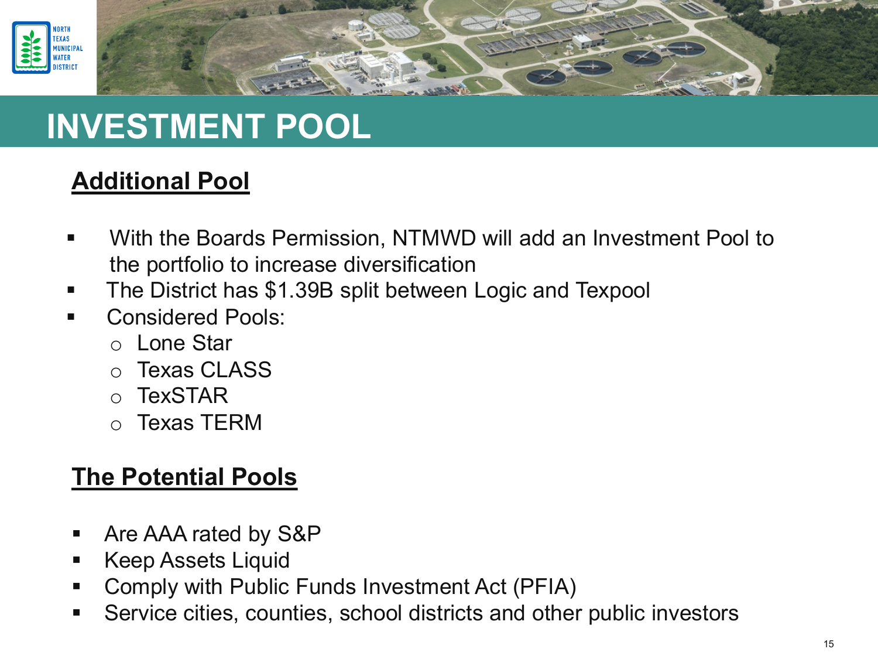# INVESTMENT POOL

## Additional Pool

- With the Boards Permission, NTMWD will add an Investment Pool to the portfolio to increase diversification
- The District has $1.39B split between Logic and Texpool
- Considered Pools:
  - Lone Star
  - Texas CLASS
  - TexSTAR
  - Texas TERM

## The Potential Pools

- Are AAA rated by S&P
- Keep Assets Liquid
- Comply with Public Funds Investment Act (PFIA)
- Service cities, counties, school districts and other public investors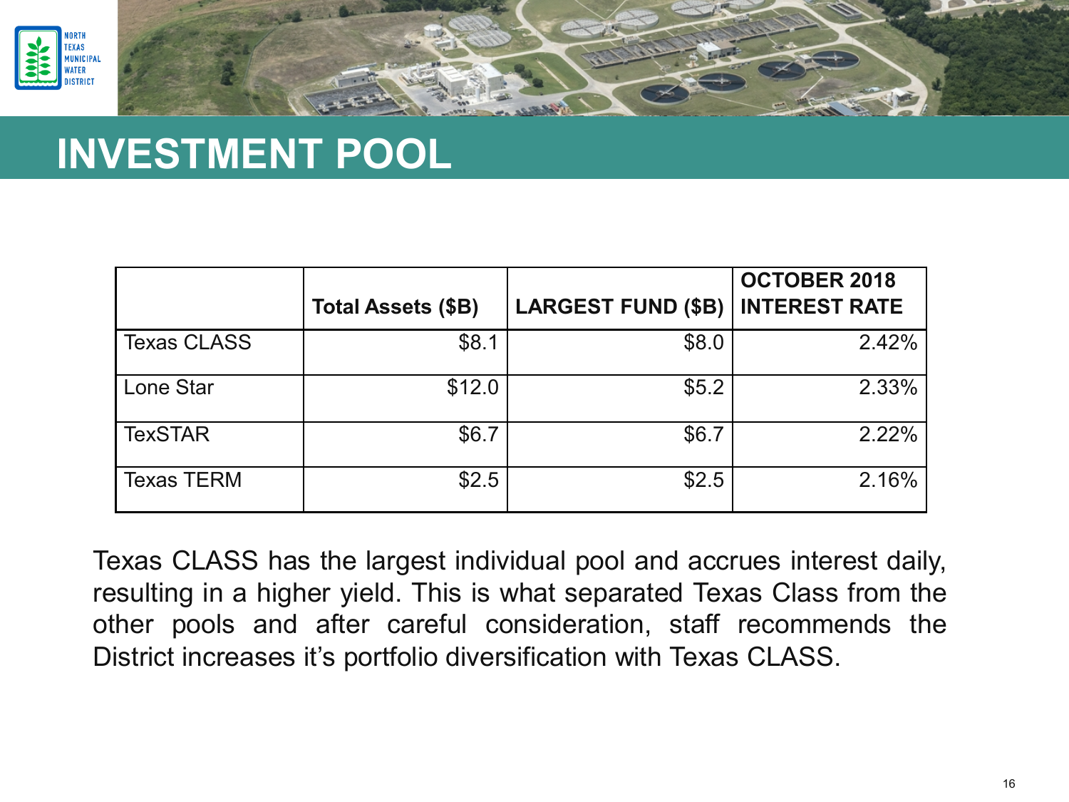# INVESTMENT POOL

| | Total Assets ($B) | LARGEST FUND ($B) | OCTOBER 2018 INTEREST RATE |
|---|---|---|---|
| Texas CLASS | $8.1 | $8.0 | 2.42% |
| Lone Star | $12.0 | $5.2 | 2.33% |
| TexSTAR | $6.7 | $6.7 | 2.22% |
| Texas TERM | $2.5 | $2.5 | 2.16% |

Texas CLASS has the largest individual pool and accrues interest daily, resulting in a higher yield. This is what separated Texas Class from the other pools and after careful consideration, staff recommends the District increases it's portfolio diversification with Texas CLASS.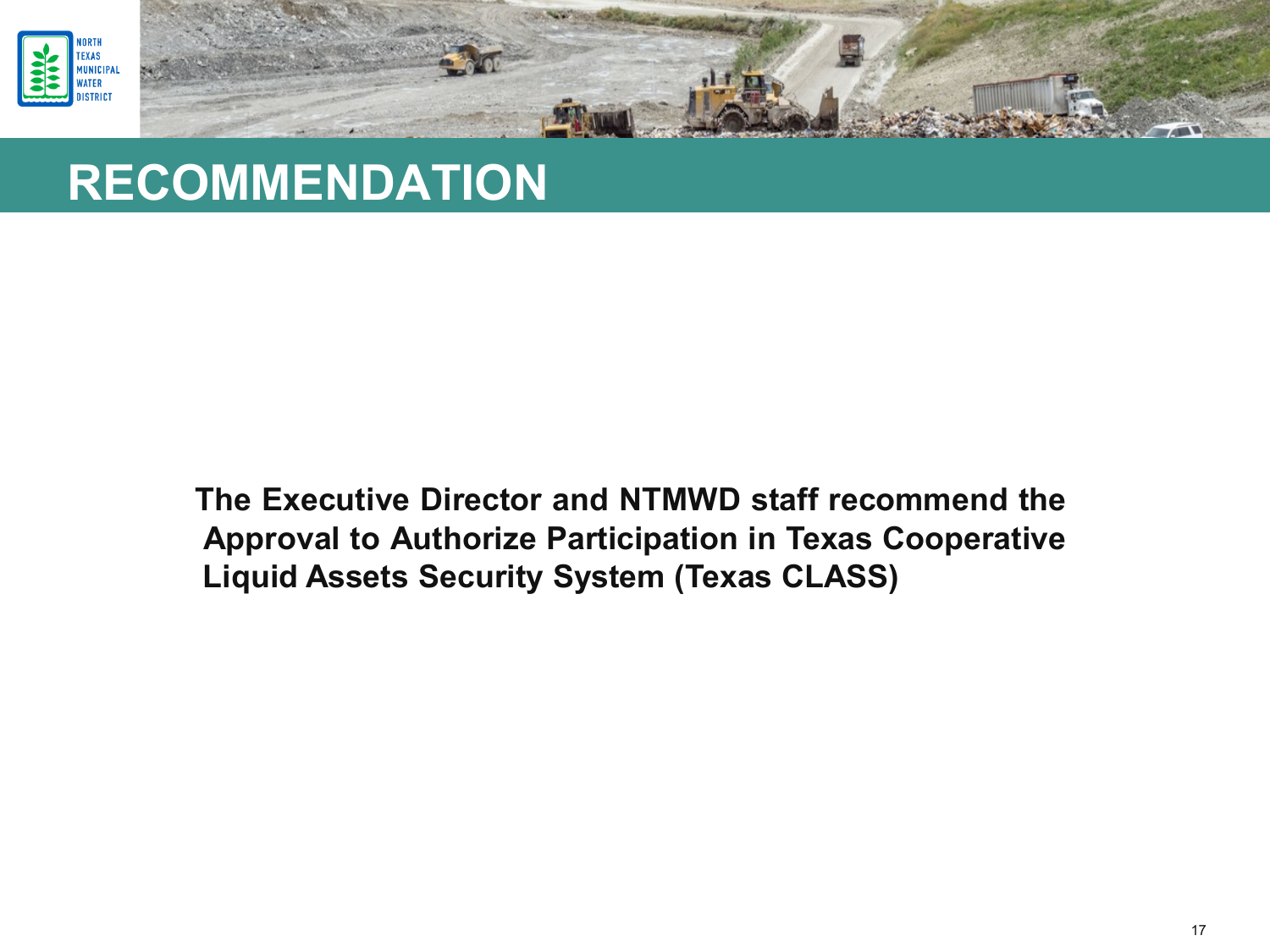# RECOMMENDATION

**The Executive Director and NTMWD staff recommend the Approval to Authorize Participation in Texas Cooperative Liquid Assets Security System (Texas CLASS)**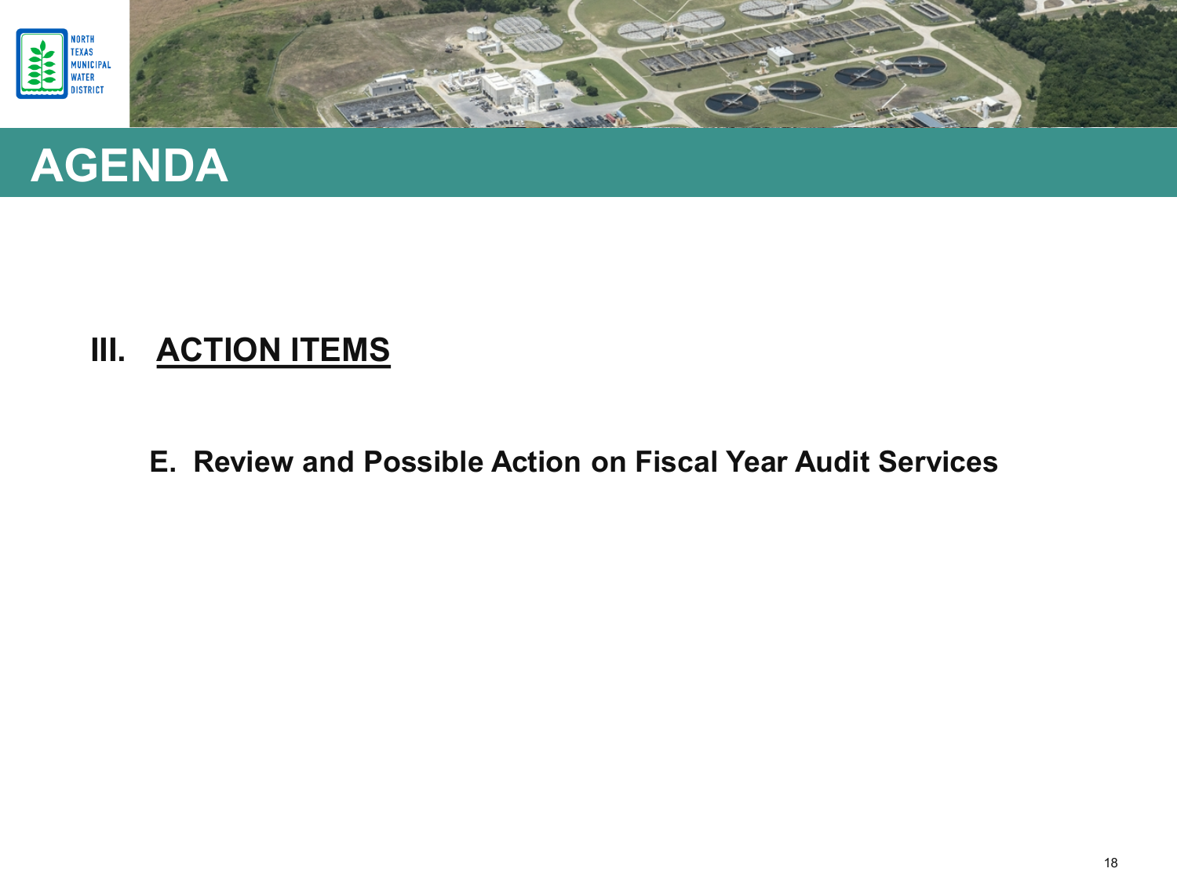# AGENDA

## III. <u>ACTION ITEMS</u>

**E. Review and Possible Action on Fiscal Year Audit Services**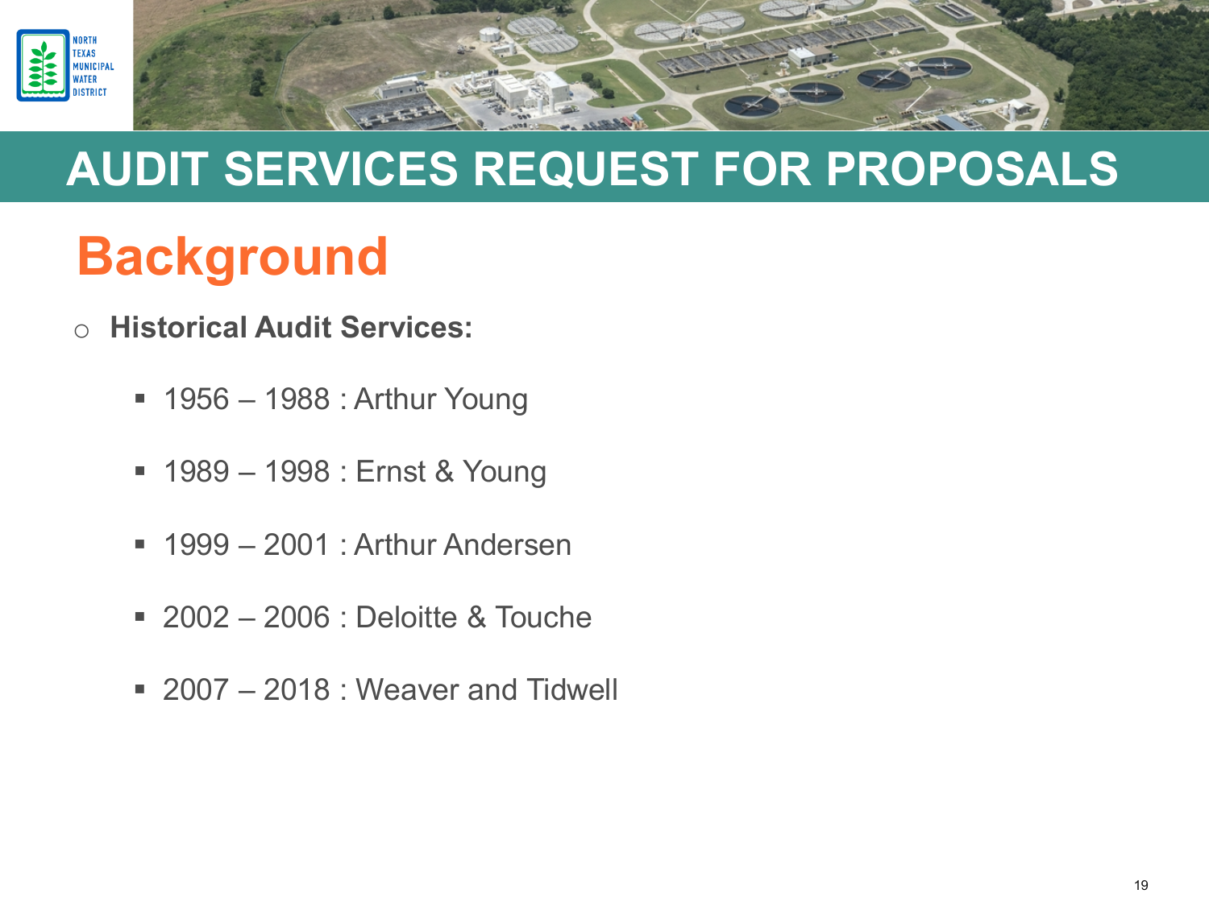# AUDIT SERVICES REQUEST FOR PROPOSALS

## Background

- **Historical Audit Services:**
  - 1956 – 1988 : Arthur Young
  - 1989 – 1998 : Ernst & Young
  - 1999 – 2001 : Arthur Andersen
  - 2002 – 2006 : Deloitte & Touche
  - 2007 – 2018 : Weaver and Tidwell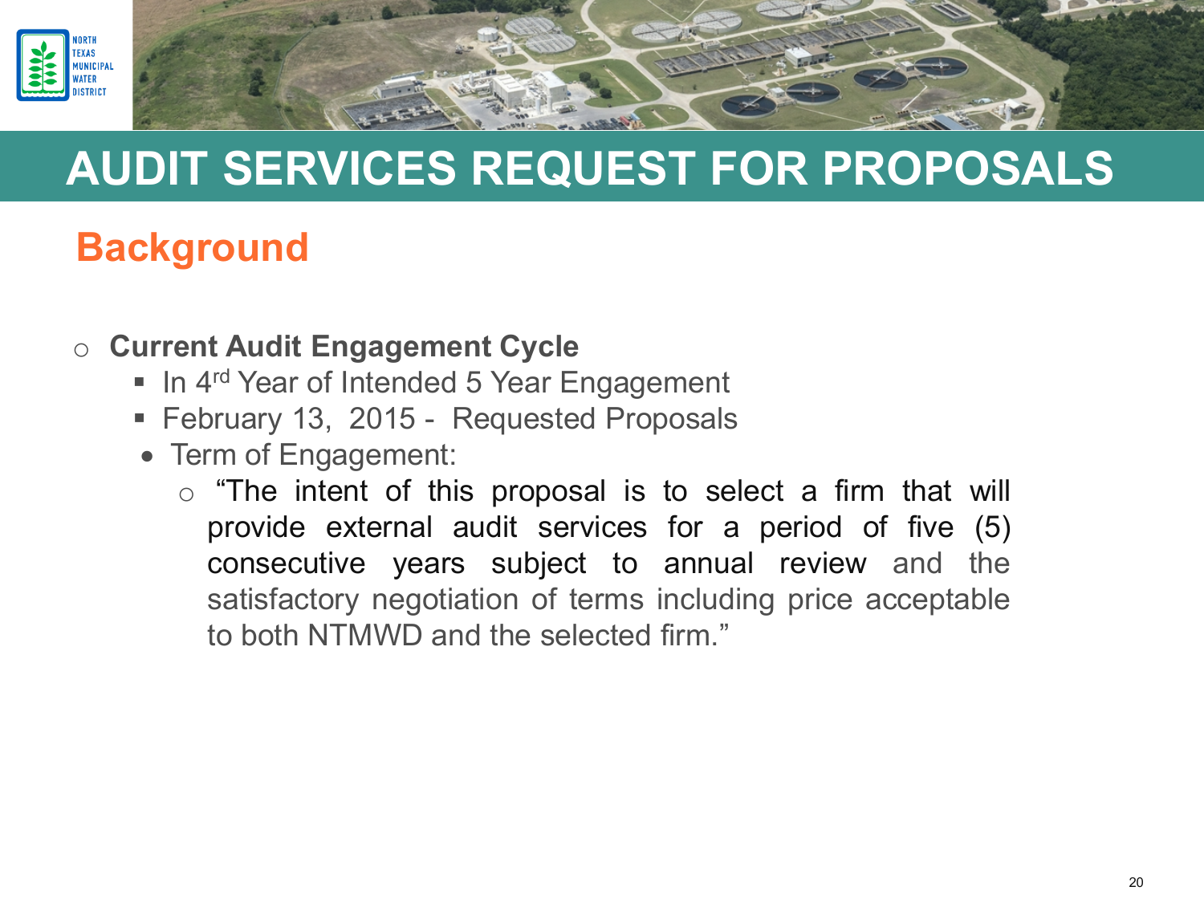# AUDIT SERVICES REQUEST FOR PROPOSALS

## Background

- **Current Audit Engagement Cycle**
  - In 4th Year of Intended 5 Year Engagement
  - February 13, 2015 - Requested Proposals
  - Term of Engagement:
    - "The intent of this proposal is to select a firm that will provide external audit services for a period of five (5) consecutive years subject to annual review and the satisfactory negotiation of terms including price acceptable to both NTMWD and the selected firm."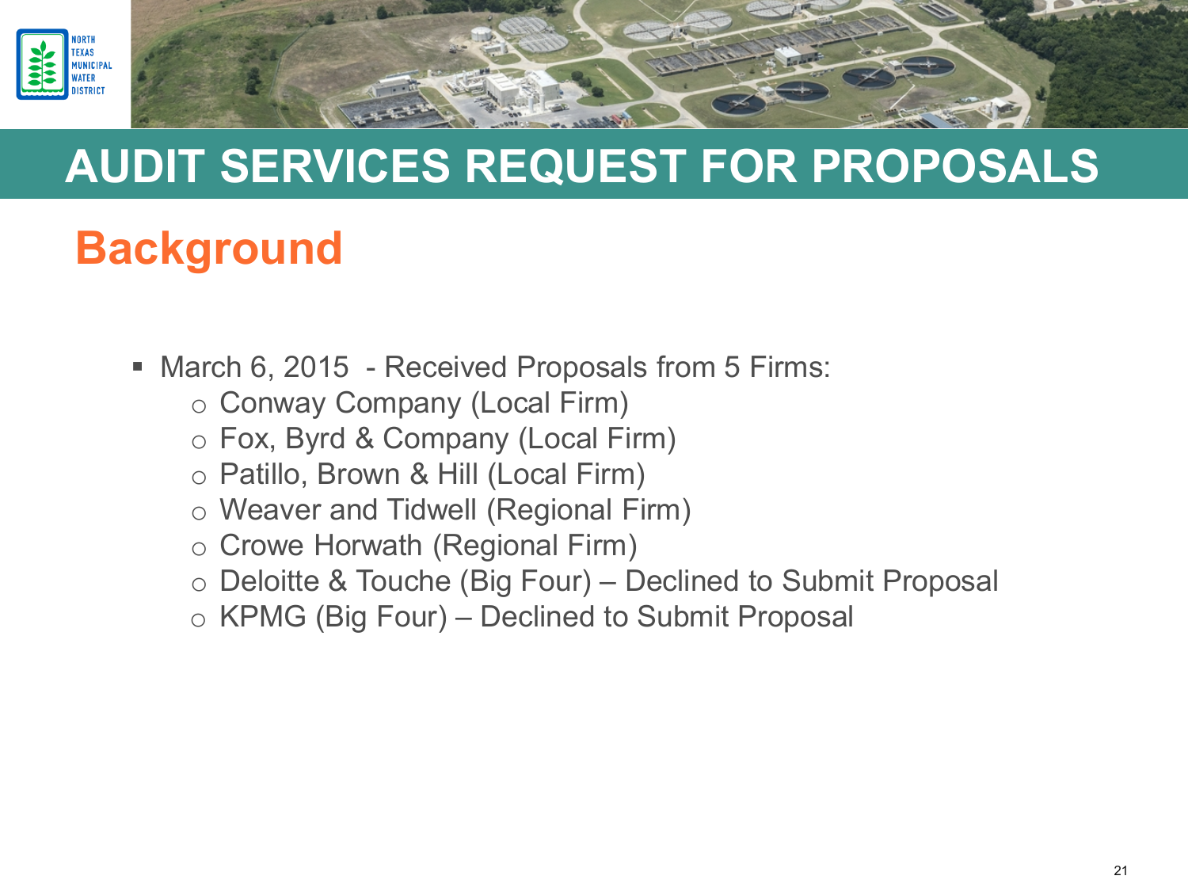# AUDIT SERVICES REQUEST FOR PROPOSALS

## Background

- March 6, 2015 - Received Proposals from 5 Firms:
  - Conway Company (Local Firm)
  - Fox, Byrd & Company (Local Firm)
  - Patillo, Brown & Hill (Local Firm)
  - Weaver and Tidwell (Regional Firm)
  - Crowe Horwath (Regional Firm)
  - Deloitte & Touche (Big Four) – Declined to Submit Proposal
  - KPMG (Big Four) – Declined to Submit Proposal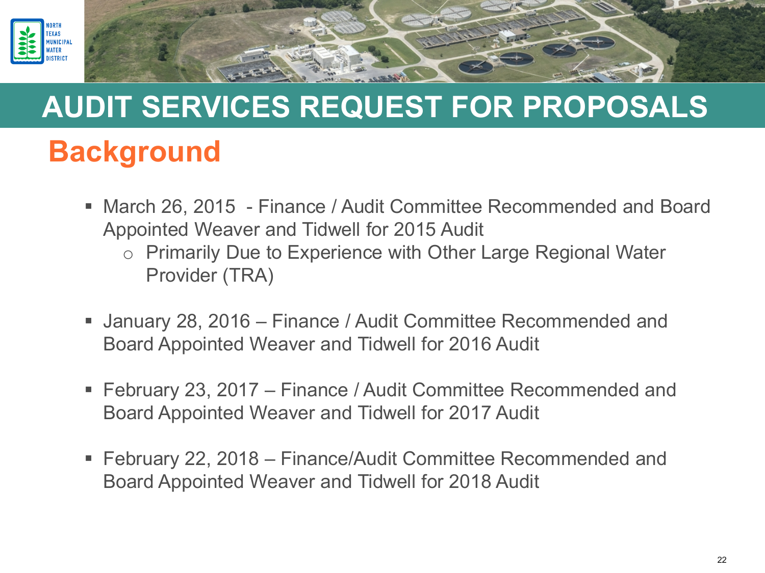# AUDIT SERVICES REQUEST FOR PROPOSALS

## Background

- March 26, 2015 - Finance / Audit Committee Recommended and Board Appointed Weaver and Tidwell for 2015 Audit
  - Primarily Due to Experience with Other Large Regional Water Provider (TRA)
- January 28, 2016 – Finance / Audit Committee Recommended and Board Appointed Weaver and Tidwell for 2016 Audit
- February 23, 2017 – Finance / Audit Committee Recommended and Board Appointed Weaver and Tidwell for 2017 Audit
- February 22, 2018 – Finance/Audit Committee Recommended and Board Appointed Weaver and Tidwell for 2018 Audit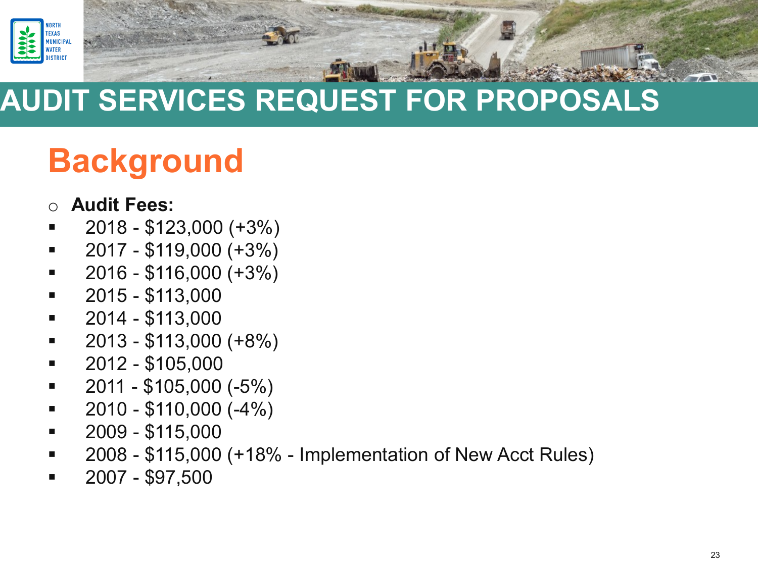# AUDIT SERVICES REQUEST FOR PROPOSALS

## Background

- **Audit Fees:**
  - 2018 - $123,000 (+3%)
  - 2017 - $119,000 (+3%)
  - 2016 - $116,000 (+3%)
  - 2015 - $113,000
  - 2014 - $113,000
  - 2013 - $113,000 (+8%)
  - 2012 - $105,000
  - 2011 - $105,000 (-5%)
  - 2010 - $110,000 (-4%)
  - 2009 - $115,000
  - 2008 - $115,000 (+18% - Implementation of New Acct Rules)
  - 2007 - $97,500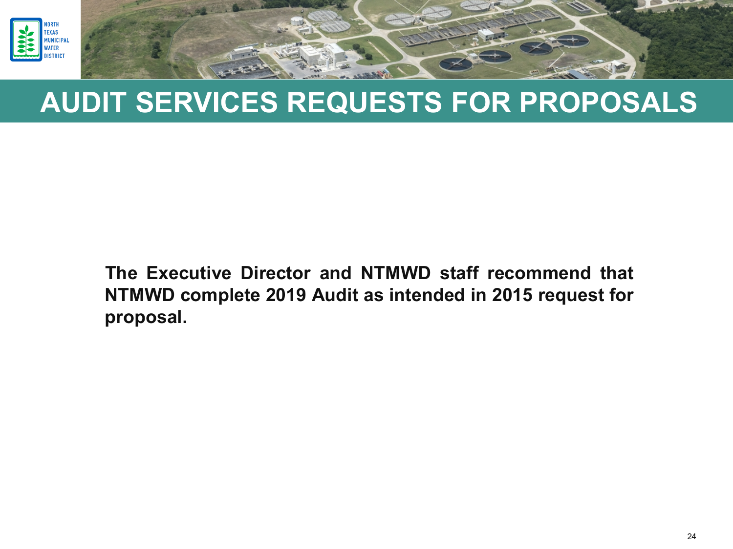# AUDIT SERVICES REQUESTS FOR PROPOSALS

**The Executive Director and NTMWD staff recommend that NTMWD complete 2019 Audit as intended in 2015 request for proposal.**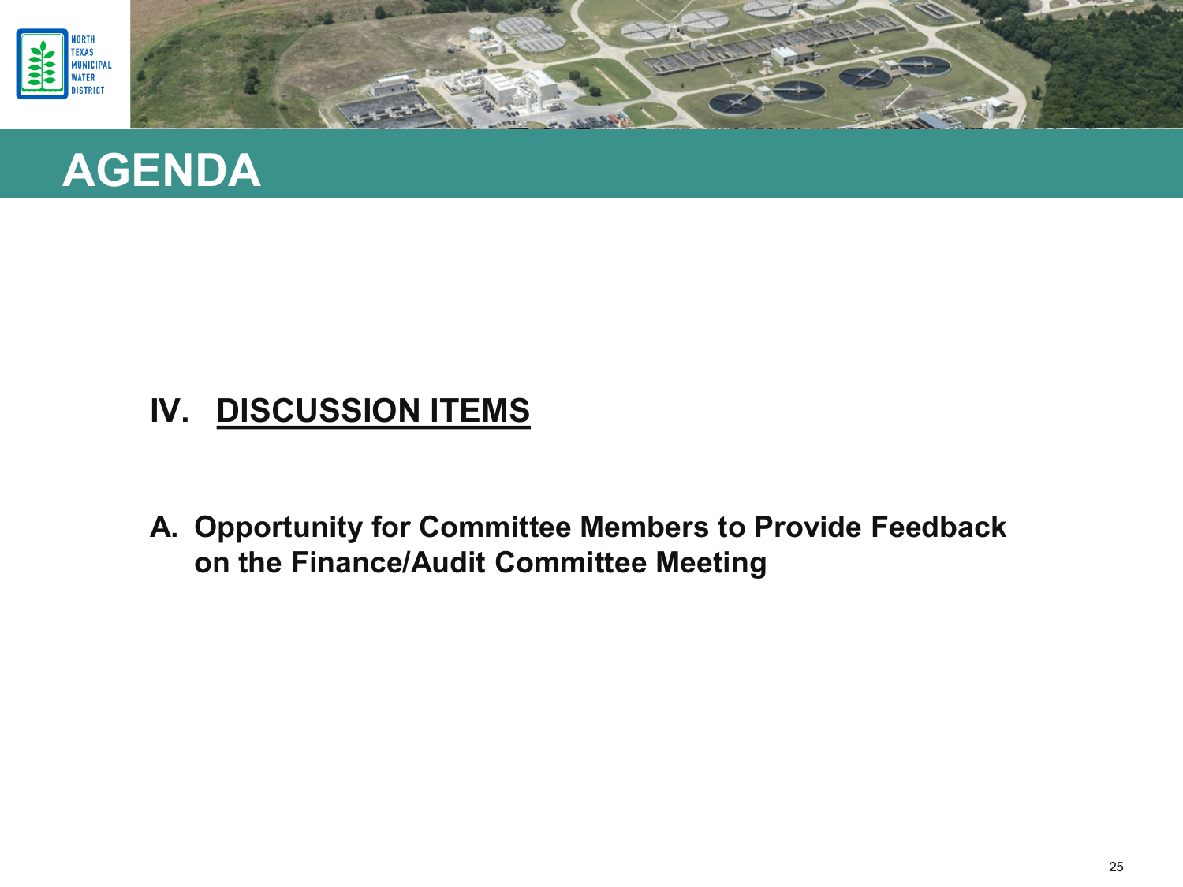# AGENDA

## IV. DISCUSSION ITEMS

**A. Opportunity for Committee Members to Provide Feedback on the Finance/Audit Committee Meeting**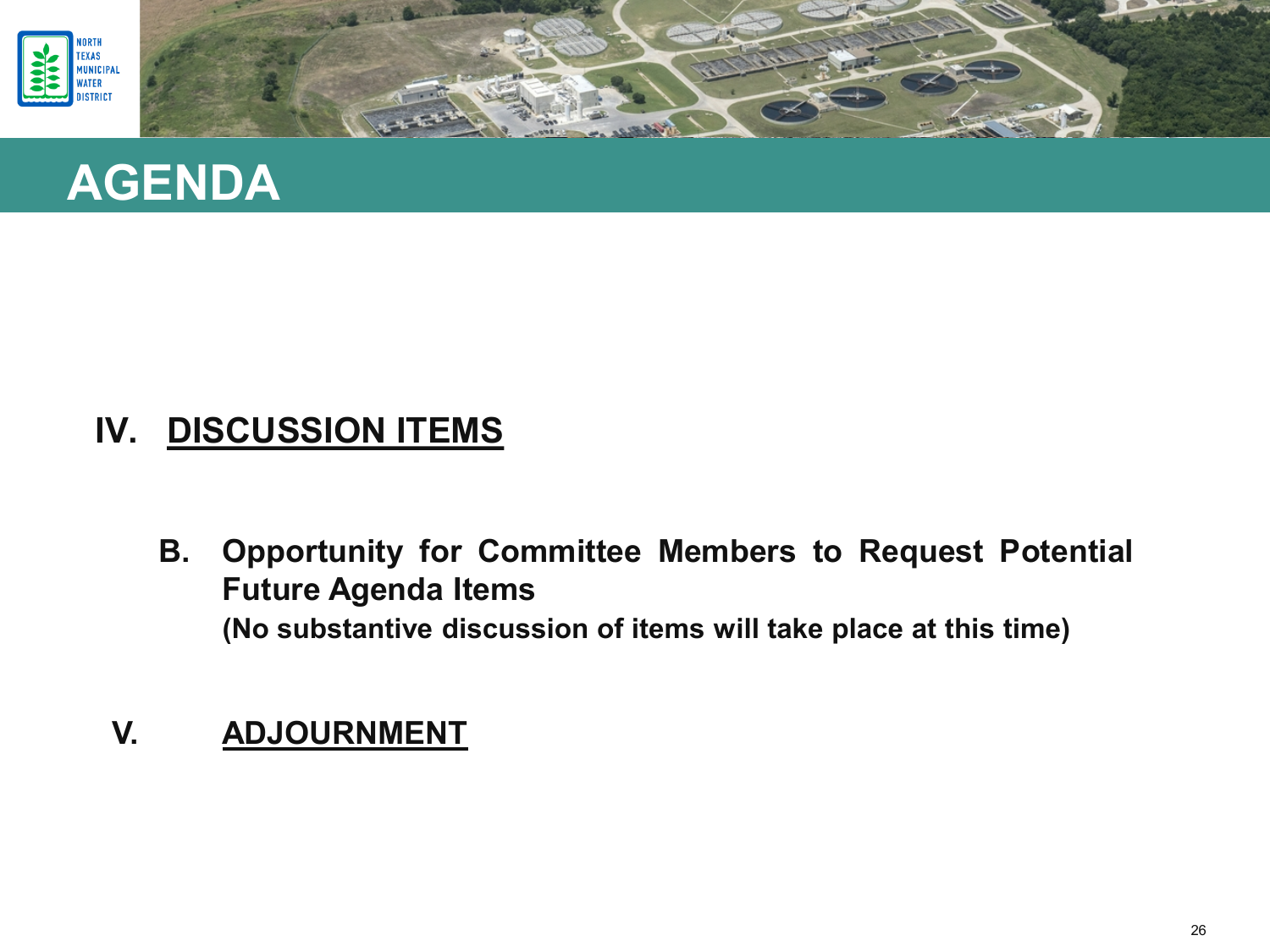# AGENDA

## IV. DISCUSSION ITEMS

**B. Opportunity for Committee Members to Request Potential Future Agenda Items**
**(No substantive discussion of items will take place at this time)**

## V. ADJOURNMENT